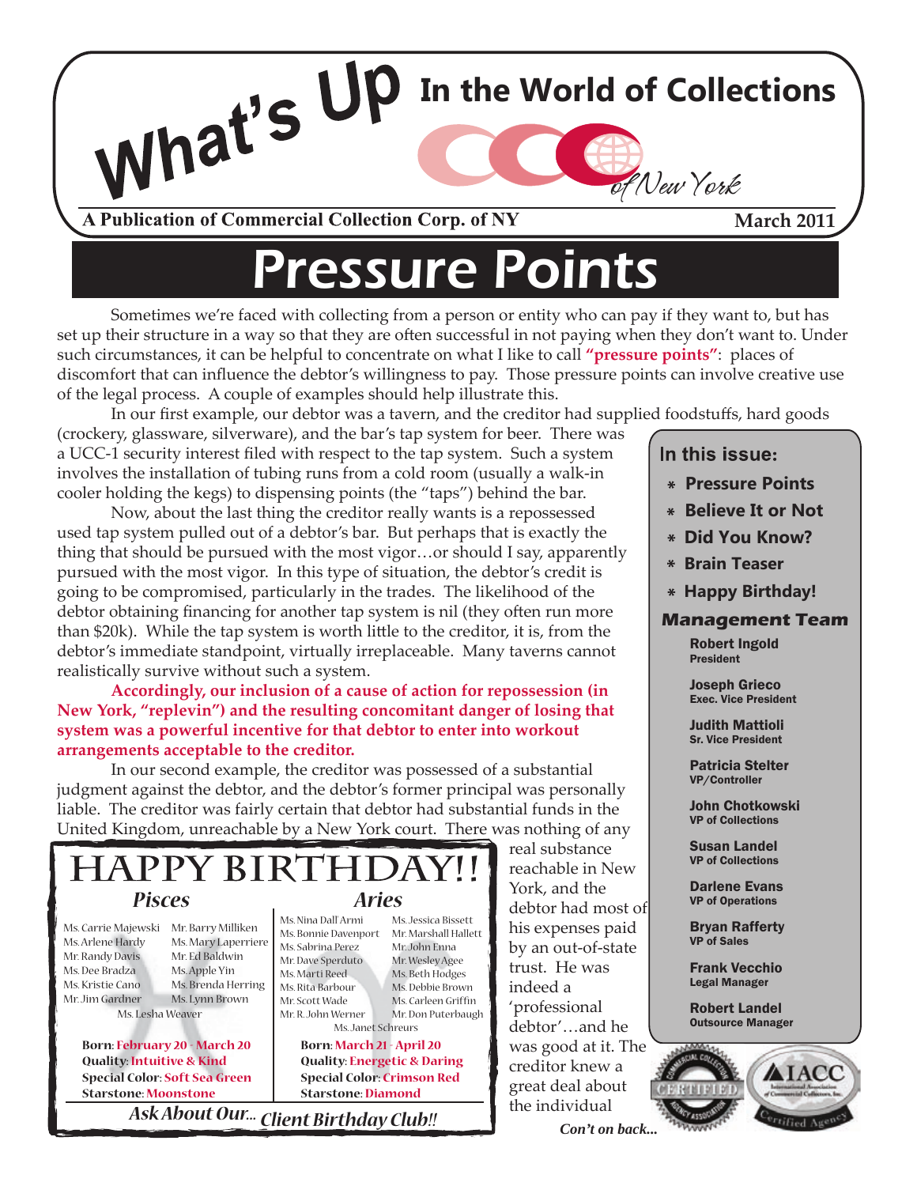# What's Up In the World of Collections

of New York

**A Publication of Commercial Collection Corp. of NY** — **March 2011**

# Pressure Points

Sometimes we're faced with collecting from a person or entity who can pay if they want to, but has set up their structure in a way so that they are often successful in not paying when they don't want to. Under such circumstances, it can be helpful to concentrate on what I like to call **"pressure points"**: places of discomfort that can influence the debtor's willingness to pay. Those pressure points can involve creative use of the legal process. A couple of examples should help illustrate this.

In our first example, our debtor was a tavern, and the creditor had supplied foodstuffs, hard goods (crockery, glassware, silverware), and the bar's tap system for beer. There was a UCC-1 security interest filed with respect to the tap system. Such a system involves the installation of tubing runs from a cold room (usually a walk-in cooler holding the kegs) to dispensing points (the "taps") behind the bar.

Now, about the last thing the creditor really wants is a repossessed used tap system pulled out of a debtor's bar. But perhaps that is exactly the thing that should be pursued with the most vigor…or should I say, apparently pursued with the most vigor. In this type of situation, the debtor's credit is going to be compromised, particularly in the trades. The likelihood of the debtor obtaining financing for another tap system is nil (they often run more than $20k). While the tap system is worth little to the creditor, it is, from the debtor's immediate standpoint, virtually irreplaceable. Many taverns cannot realistically survive without such a system.

**Accordingly, our inclusion of a cause of action for repossession (in New York, "replevin") and the resulting concomitant danger of losing that system was a powerful incentive for that debtor to enter into workout arrangements acceptable to the creditor.**

In our second example, the creditor was possessed of a substantial judgment against the debtor, and the debtor's former principal was personally liable. The creditor was fairly certain that debtor had substantial funds in the United Kingdom, unreachable by a New York court. There was nothing of any real substance reachable in New York, and the debtor had most of his expenses paid by an out-of-state trust. He was indeed a 'professional debtor'…and he was good at it. The creditor knew a great deal about the individual

*Con't on back...*

## In this issue:

- Pressure Points
- Believe It or Not
- Did You Know?
- Brain Teaser
- Happy Birthday!

## Management Team

**Robert Ingold**
President

**Joseph Grieco**
Exec. Vice President

**Judith Mattioli**
Sr. Vice President

**Patricia Stelter**
VP/Controller

**John Chotkowski**
VP of Collections

**Susan Landel**
VP of Collections

**Darlene Evans**
VP of Operations

**Bryan Rafferty**
VP of Sales

**Frank Vecchio**
Legal Manager

**Robert Landel**
Outsource Manager

# HAPPY BIRTHDAY!!

### Pisces

Ms. Carrie Majewski, Mr. Barry Milliken, Ms. Arlene Hardy, Ms. Mary Laperriere, Mr. Randy Davis, Mr. Ed Baldwin, Ms. Dee Bradza, Ms. Apple Yin, Ms. Kristie Cano, Ms. Brenda Herring, Mr. Jim Gardner, Ms. Lynn Brown, Ms. Lesha Weaver

**Born**: February 20 - March 20
**Quality**: Intuitive & Kind
**Special Color**: Soft Sea Green
**Starstone**: Moonstone

### Aries

Ms. Nina Dall'Armi, Ms. Jessica Bissett, Ms. Bonnie Davenport, Mr. Marshall Hallett, Ms. Sabrina Perez, Mr. John Enna, Mr. Dave Sperduto, Mr. Wesley Agee, Ms. Marti Reed, Ms. Beth Hodges, Ms. Rita Barbour, Ms. Debbie Brown, Mr. Scott Wade, Ms. Carleen Griffin, Mr. R. John Werner, Mr. Don Puterbaugh, Ms. Janet Schreurs

**Born**: March 21 - April 20
**Quality**: Energetic & Daring
**Special Color**: Crimson Red
**Starstone**: Diamond

*Ask About Our... Client Birthday Club!!*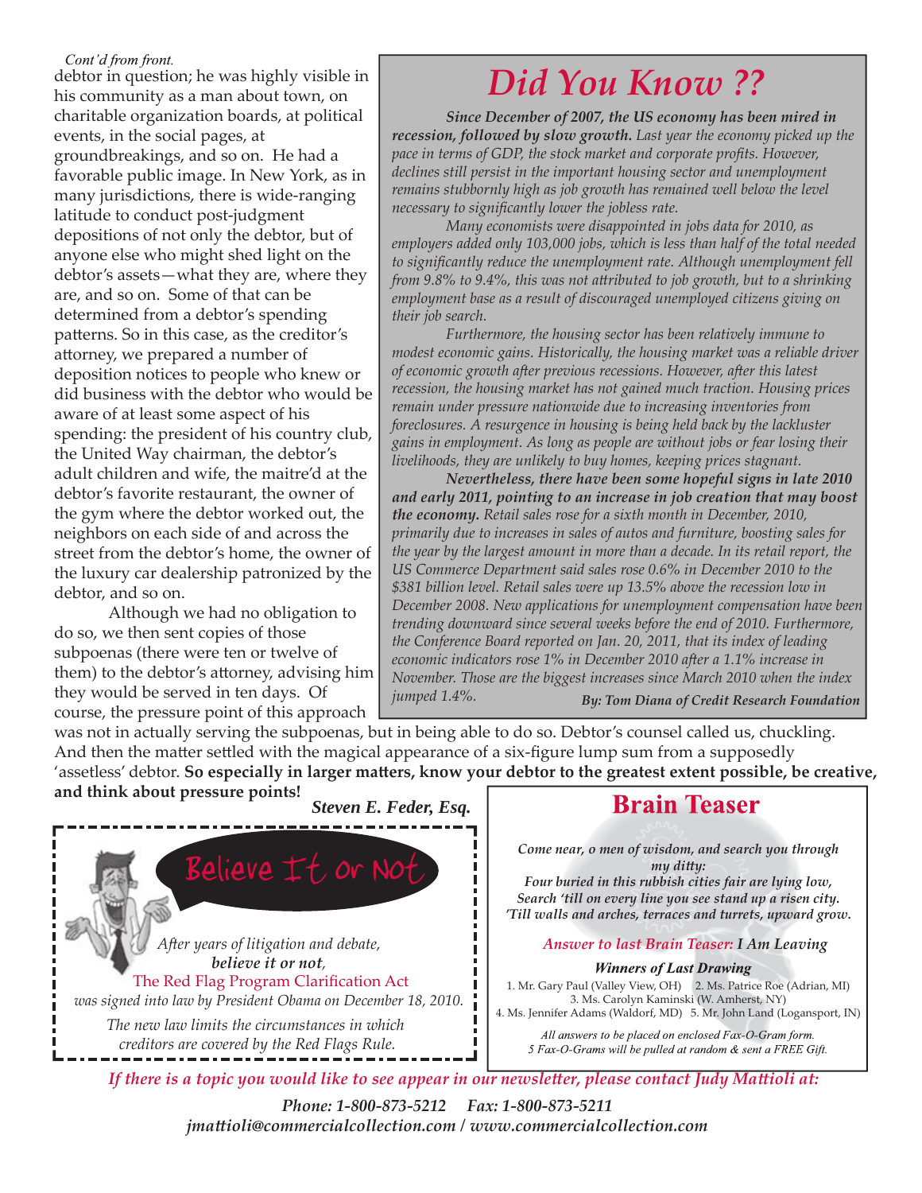*Cont'd from front.*

debtor in question; he was highly visible in his community as a man about town, on charitable organization boards, at political events, in the social pages, at groundbreakings, and so on. He had a favorable public image. In New York, as in many jurisdictions, there is wide-ranging latitude to conduct post-judgment depositions of not only the debtor, but of anyone else who might shed light on the debtor's assets—what they are, where they are, and so on. Some of that can be determined from a debtor's spending patterns. So in this case, as the creditor's attorney, we prepared a number of deposition notices to people who knew or did business with the debtor who would be aware of at least some aspect of his spending: the president of his country club, the United Way chairman, the debtor's adult children and wife, the maitre'd at the debtor's favorite restaurant, the owner of the gym where the debtor worked out, the neighbors on each side of and across the street from the debtor's home, the owner of the luxury car dealership patronized by the debtor, and so on.

Although we had no obligation to do so, we then sent copies of those subpoenas (there were ten or twelve of them) to the debtor's attorney, advising him they would be served in ten days. Of course, the pressure point of this approach was not in actually serving the subpoenas, but in being able to do so. Debtor's counsel called us, chuckling. And then the matter settled with the magical appearance of a six-figure lump sum from a supposedly 'assetless' debtor. **So especially in larger matters, know your debtor to the greatest extent possible, be creative, and think about pressure points!**

***Steven E. Feder, Esq.***

# *Did You Know ??*

***Since December of 2007, the US economy has been mired in recession, followed by slow growth.*** *Last year the economy picked up the pace in terms of GDP, the stock market and corporate profits. However, declines still persist in the important housing sector and unemployment remains stubbornly high as job growth has remained well below the level necessary to significantly lower the jobless rate.*

*Many economists were disappointed in jobs data for 2010, as employers added only 103,000 jobs, which is less than half of the total needed to significantly reduce the unemployment rate. Although unemployment fell from 9.8% to 9.4%, this was not attributed to job growth, but to a shrinking employment base as a result of discouraged unemployed citizens giving on their job search.*

*Furthermore, the housing sector has been relatively immune to modest economic gains. Historically, the housing market was a reliable driver of economic growth after previous recessions. However, after this latest recession, the housing market has not gained much traction. Housing prices remain under pressure nationwide due to increasing inventories from foreclosures. A resurgence in housing is being held back by the lackluster gains in employment. As long as people are without jobs or fear losing their livelihoods, they are unlikely to buy homes, keeping prices stagnant.*

***Nevertheless, there have been some hopeful signs in late 2010 and early 2011, pointing to an increase in job creation that may boost the economy.*** *Retail sales rose for a sixth month in December, 2010, primarily due to increases in sales of autos and furniture, boosting sales for the year by the largest amount in more than a decade. In its retail report, the US Commerce Department said sales rose 0.6% in December 2010 to the $381 billion level. Retail sales were up 13.5% above the recession low in December 2008. New applications for unemployment compensation have been trending downward since several weeks before the end of 2010. Furthermore, the Conference Board reported on Jan. 20, 2011, that its index of leading economic indicators rose 1% in December 2010 after a 1.1% increase in November. Those are the biggest increases since March 2010 when the index jumped 1.4%.*

***By: Tom Diana of Credit Research Foundation***

## Believe It or Not

*After years of litigation and debate,* ***believe it or not,***
The Red Flag Program Clarification Act
*was signed into law by President Obama on December 18, 2010.*

*The new law limits the circumstances in which creditors are covered by the Red Flags Rule.*

## Brain Teaser

***Come near, o men of wisdom, and search you through my ditty:***
***Four buried in this rubbish cities fair are lying low,***
***Search 'till on every line you see stand up a risen city.***
***'Till walls and arches, terraces and turrets, upward grow.***

*Answer to last Brain Teaser:* ***I Am Leaving***

***Winners of Last Drawing***

1. Mr. Gary Paul (Valley View, OH) 2. Ms. Patrice Roe (Adrian, MI) 3. Ms. Carolyn Kaminski (W. Amherst, NY) 4. Ms. Jennifer Adams (Waldorf, MD) 5. Mr. John Land (Logansport, IN)

*All answers to be placed on enclosed Fax-O-Gram form.*
*5 Fax-O-Grams will be pulled at random & sent a FREE Gift.*

***If there is a topic you would like to see appear in our newsletter, please contact Judy Mattioli at:***

***Phone: 1-800-873-5212 Fax: 1-800-873-5211***
***jmattioli@commercialcollection.com / www.commercialcollection.com***